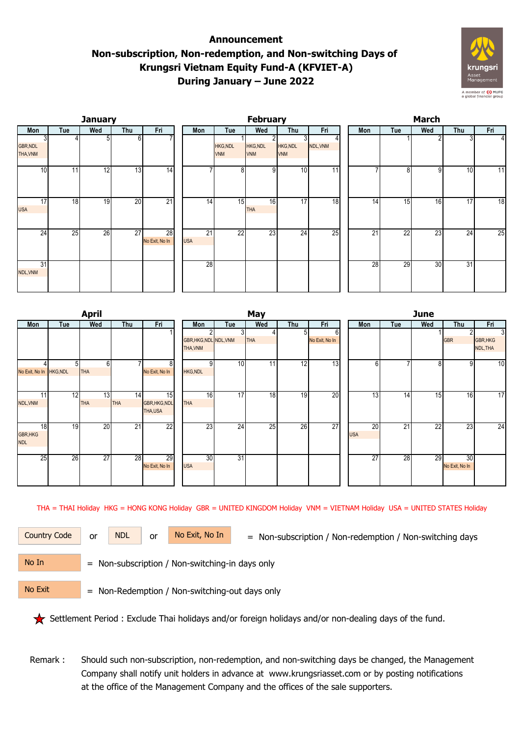# Announcement
# Non-subscription, Non-redemption, and Non-switching Days of Krungsri Vietnam Equity Fund-A (KFVIET-A) During January – June 2022

### January

| Mon | Tue | Wed | Thu | Fri |
|---|---|---|---|---|
| 3 GBR,NDL THA,VNM | 4 | 5 | 6 | 7 |
| 10 | 11 | 12 | 13 | 14 |
| 17 USA | 18 | 19 | 20 | 21 |
| 24 | 25 | 26 | 27 | 28 No Exit, No In |
| 31 NDL,VNM | | | | |

### February

| Mon | Tue | Wed | Thu | Fri |
|---|---|---|---|---|
| | 1 HKG,NDL VNM | 2 HKG,NDL VNM | 3 HKG,NDL VNM | 4 NDL,VNM |
| 7 | 8 | 9 | 10 | 11 |
| 14 | 15 | 16 THA | 17 | 18 |
| 21 USA | 22 | 23 | 24 | 25 |
| 28 | | | | |

### March

| Mon | Tue | Wed | Thu | Fri |
|---|---|---|---|---|
| | 1 | 2 | 3 | 4 |
| 7 | 8 | 9 | 10 | 11 |
| 14 | 15 | 16 | 17 | 18 |
| 21 | 22 | 23 | 24 | 25 |
| 28 | 29 | 30 | 31 | |

### April

| Mon | Tue | Wed | Thu | Fri |
|---|---|---|---|---|
| | | | | 1 |
| 4 No Exit, No In | 5 HKG,NDL | 6 THA | 7 | 8 No Exit, No In |
| 11 NDL,VNM | 12 | 13 THA | 14 THA | 15 GBR,HKG,NDL THA,USA |
| 18 GBR,HKG NDL | 19 | 20 | 21 | 22 |
| 25 | 26 | 27 | 28 | 29 No Exit, No In |

### May

| Mon | Tue | Wed | Thu | Fri |
|---|---|---|---|---|
| 2 GBR,HKG,NDL THA,VNM | 3 NDL,VNM | 4 THA | 5 | 6 No Exit, No In |
| 9 HKG,NDL | 10 | 11 | 12 | 13 |
| 16 THA | 17 | 18 | 19 | 20 |
| 23 | 24 | 25 | 26 | 27 |
| 30 USA | 31 | | | |

### June

| Mon | Tue | Wed | Thu | Fri |
|---|---|---|---|---|
| | | 1 | 2 GBR | 3 GBR,HKG NDL,THA |
| 6 | 7 | 8 | 9 | 10 |
| 13 | 14 | 15 | 16 | 17 |
| 20 USA | 21 | 22 | 23 | 24 |
| 27 | 28 | 29 | 30 No Exit, No In | |

THA = THAI Holiday HKG = HONG KONG Holiday GBR = UNITED KINGDOM Holiday VNM = VIETNAM Holiday USA = UNITED STATES Holiday

Country Code or NDL or No Exit, No In = Non-subscription / Non-redemption / Non-switching days

No In = Non-subscription / Non-switching-in days only

No Exit = Non-Redemption / Non-switching-out days only

★ Settlement Period : Exclude Thai holidays and/or foreign holidays and/or non-dealing days of the fund.

Remark : Should such non-subscription, non-redemption, and non-switching days be changed, the Management Company shall notify unit holders in advance at www.krungsriasset.com or by posting notifications at the office of the Management Company and the offices of the sale supporters.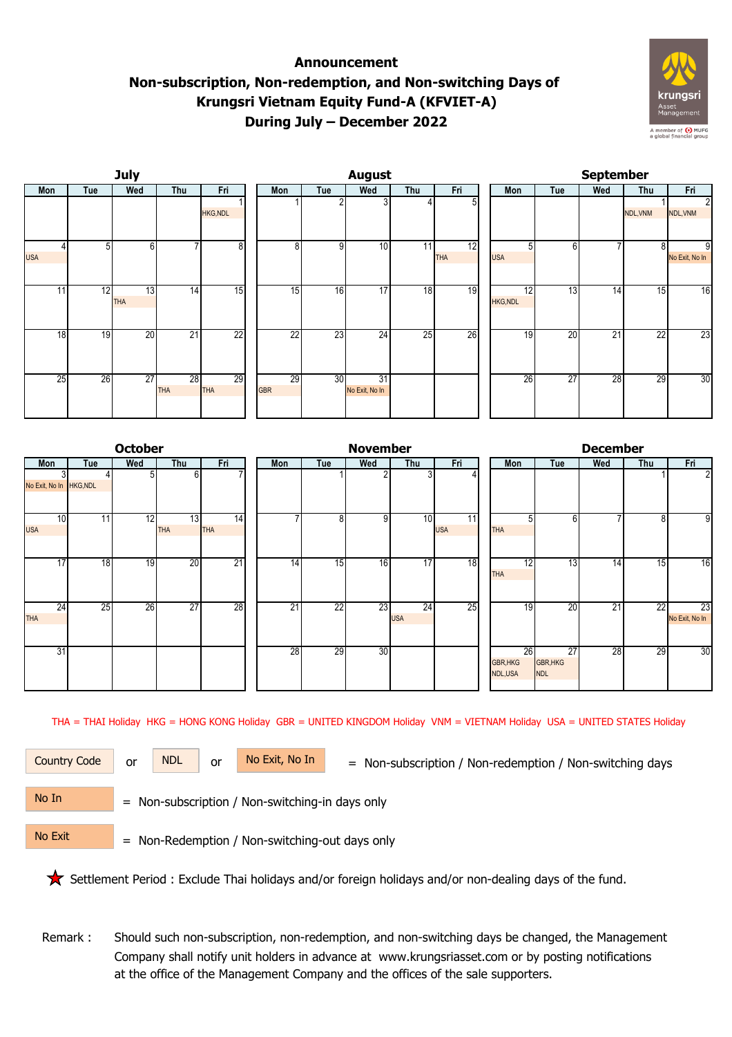# Announcement

## Non-subscription, Non-redemption, and Non-switching Days of Krungsri Vietnam Equity Fund-A (KFVIET-A) During July – December 2022

### July

| Mon | Tue | Wed | Thu | Fri |
|---|---|---|---|---|
| | | | | 1 HKG,NDL |
| 4 USA | 5 | 6 | 7 | 8 |
| 11 | 12 | 13 THA | 14 | 15 |
| 18 | 19 | 20 | 21 | 22 |
| 25 | 26 | 27 | 28 THA | 29 THA |

### August

| Mon | Tue | Wed | Thu | Fri |
|---|---|---|---|---|
| 1 | 2 | 3 | 4 | 5 |
| 8 | 9 | 10 | 11 | 12 THA |
| 15 | 16 | 17 | 18 | 19 |
| 22 | 23 | 24 | 25 | 26 |
| 29 GBR | 30 | 31 No Exit, No In | | |

### September

| Mon | Tue | Wed | Thu | Fri |
|---|---|---|---|---|
| | | | 1 NDL,VNM | 2 NDL,VNM |
| 5 USA | 6 | 7 | 8 | 9 No Exit, No In |
| 12 HKG,NDL | 13 | 14 | 15 | 16 |
| 19 | 20 | 21 | 22 | 23 |
| 26 | 27 | 28 | 29 | 30 |

### October

| Mon | Tue | Wed | Thu | Fri |
|---|---|---|---|---|
| 3 No Exit, No In | 4 HKG,NDL | 5 | 6 | 7 |
| 10 USA | 11 | 12 | 13 THA | 14 THA |
| 17 | 18 | 19 | 20 | 21 |
| 24 THA | 25 | 26 | 27 | 28 |
| 31 | | | | |

### November

| Mon | Tue | Wed | Thu | Fri |
|---|---|---|---|---|
| | 1 | 2 | 3 | 4 |
| 7 | 8 | 9 | 10 | 11 USA |
| 14 | 15 | 16 | 17 | 18 |
| 21 | 22 | 23 | 24 USA | 25 |
| 28 | 29 | 30 | | |

### December

| Mon | Tue | Wed | Thu | Fri |
|---|---|---|---|---|
| | | | 1 | 2 |
| 5 THA | 6 | 7 | 8 | 9 |
| 12 THA | 13 | 14 | 15 | 16 |
| 19 | 20 | 21 | 22 | 23 No Exit, No In |
| 26 GBR,HKG NDL,USA | 27 GBR,HKG NDL | 28 | 29 | 30 |

THA = THAI Holiday HKG = HONG KONG Holiday GBR = UNITED KINGDOM Holiday VNM = VIETNAM Holiday USA = UNITED STATES Holiday

Country Code or NDL or No Exit, No In = Non-subscription / Non-redemption / Non-switching days

No In = Non-subscription / Non-switching-in days only

No Exit = Non-Redemption / Non-switching-out days only

★ Settlement Period : Exclude Thai holidays and/or foreign holidays and/or non-dealing days of the fund.

Remark : Should such non-subscription, non-redemption, and non-switching days be changed, the Management Company shall notify unit holders in advance at www.krungsriasset.com or by posting notifications at the office of the Management Company and the offices of the sale supporters.